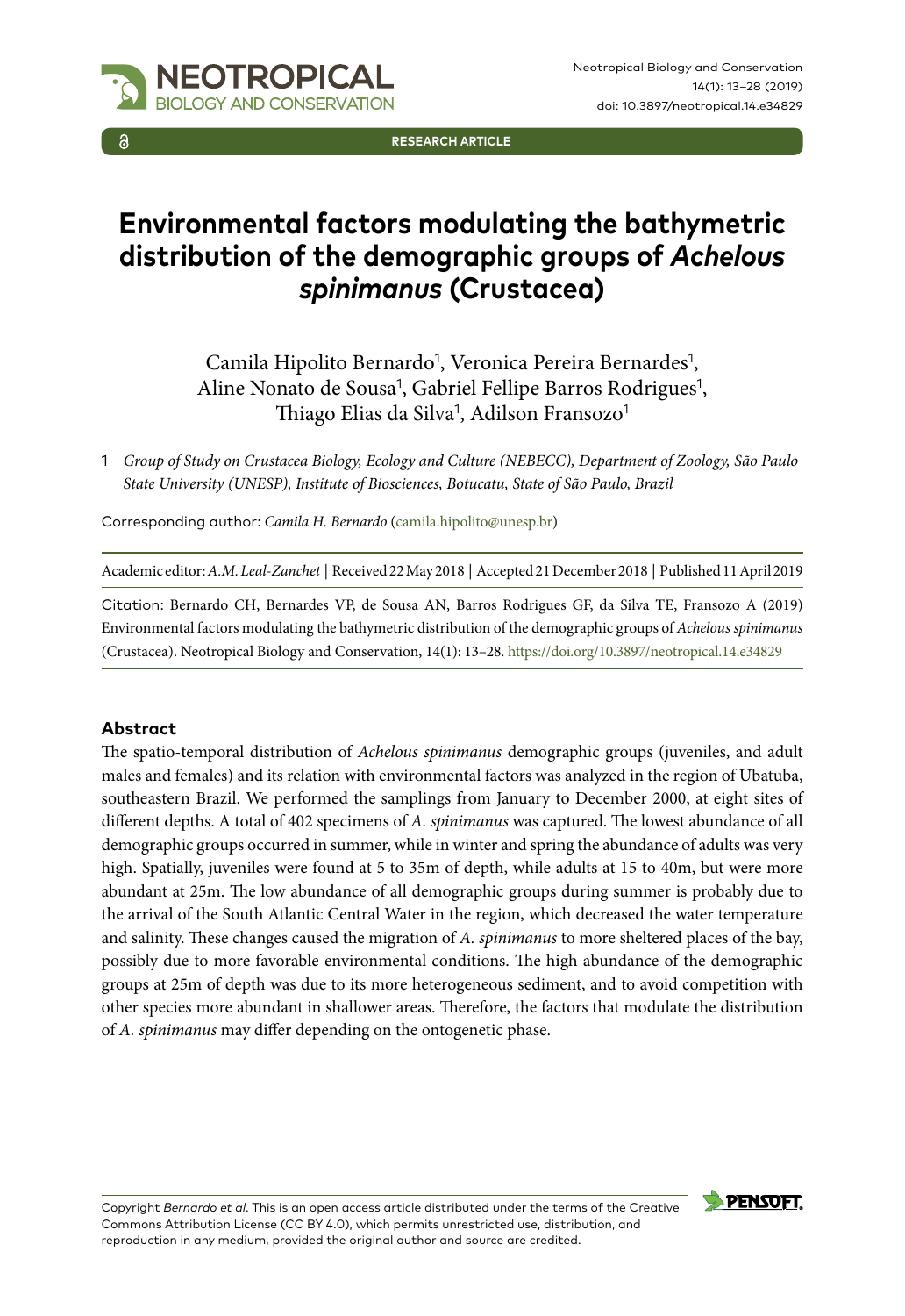RESEARCH ARTICLE

# Environmental factors modulating the bathymetric distribution of the demographic groups of *Achelous spinimanus* (Crustacea)

Camila Hipolito Bernardo[1], Veronica Pereira Bernardes[1], Aline Nonato de Sousa[1], Gabriel Fellipe Barros Rodrigues[1], Thiago Elias da Silva[1], Adilson Fransozo[1]

1 *Group of Study on Crustacea Biology, Ecology and Culture (NEBECC), Department of Zoology, São Paulo State University (UNESP), Institute of Biosciences, Botucatu, State of São Paulo, Brazil*

Corresponding author: *Camila H. Bernardo* (camila.hipolito@unesp.br)

Academic editor: *A.M. Leal-Zanchet* | Received 22 May 2018 | Accepted 21 December 2018 | Published 11 April 2019

Citation: Bernardo CH, Bernardes VP, de Sousa AN, Barros Rodrigues GF, da Silva TE, Fransozo A (2019) Environmental factors modulating the bathymetric distribution of the demographic groups of *Achelous spinimanus* (Crustacea). Neotropical Biology and Conservation, 14(1): 13–28. https://doi.org/10.3897/neotropical.14.e34829

## Abstract

The spatio-temporal distribution of *Achelous spinimanus* demographic groups (juveniles, and adult males and females) and its relation with environmental factors was analyzed in the region of Ubatuba, southeastern Brazil. We performed the samplings from January to December 2000, at eight sites of different depths. A total of 402 specimens of *A. spinimanus* was captured. The lowest abundance of all demographic groups occurred in summer, while in winter and spring the abundance of adults was very high. Spatially, juveniles were found at 5 to 35m of depth, while adults at 15 to 40m, but were more abundant at 25m. The low abundance of all demographic groups during summer is probably due to the arrival of the South Atlantic Central Water in the region, which decreased the water temperature and salinity. These changes caused the migration of *A. spinimanus* to more sheltered places of the bay, possibly due to more favorable environmental conditions. The high abundance of the demographic groups at 25m of depth was due to its more heterogeneous sediment, and to avoid competition with other species more abundant in shallower areas. Therefore, the factors that modulate the distribution of *A. spinimanus* may differ depending on the ontogenetic phase.

Copyright *Bernardo et al*. This is an open access article distributed under the terms of the Creative Commons Attribution License (CC BY 4.0), which permits unrestricted use, distribution, and reproduction in any medium, provided the original author and source are credited.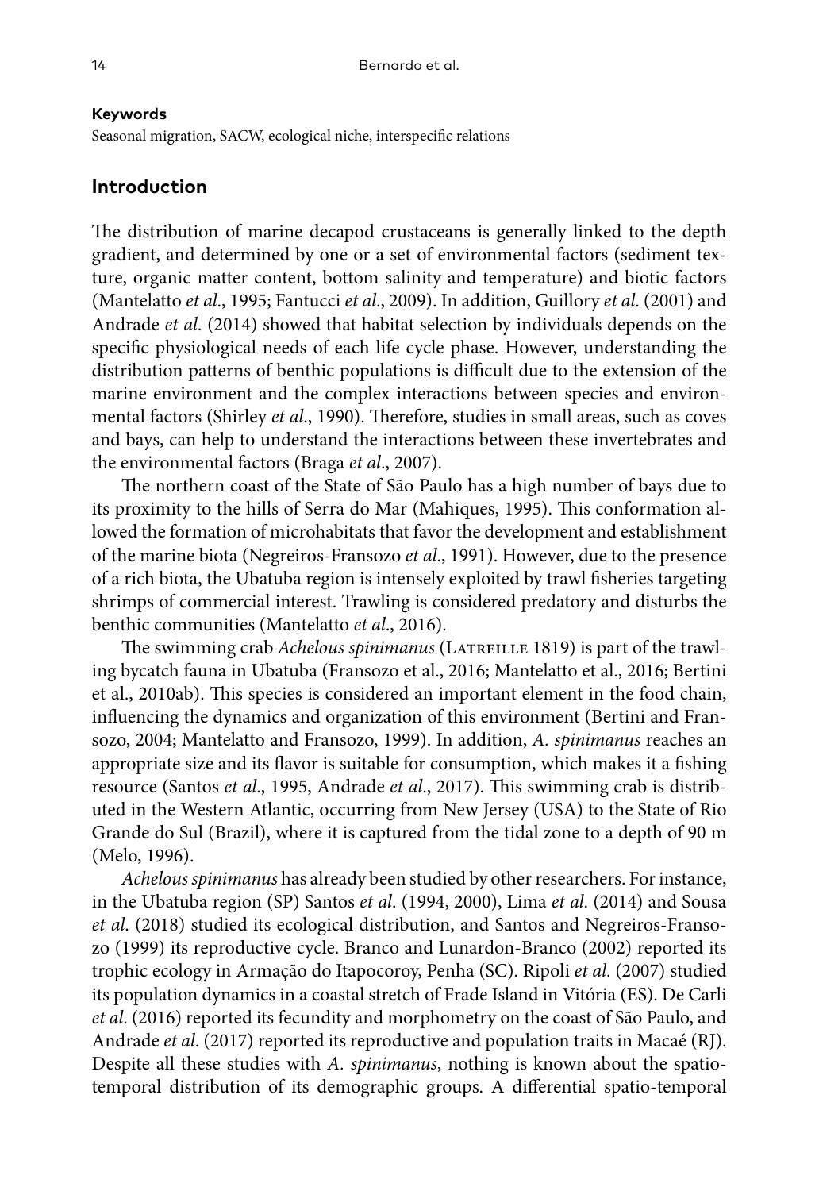**Keywords**

Seasonal migration, SACW, ecological niche, interspecific relations

## Introduction

The distribution of marine decapod crustaceans is generally linked to the depth gradient, and determined by one or a set of environmental factors (sediment texture, organic matter content, bottom salinity and temperature) and biotic factors (Mantelatto *et al*., 1995; Fantucci *et al*., 2009). In addition, Guillory *et al*. (2001) and Andrade *et al*. (2014) showed that habitat selection by individuals depends on the specific physiological needs of each life cycle phase. However, understanding the distribution patterns of benthic populations is difficult due to the extension of the marine environment and the complex interactions between species and environmental factors (Shirley *et al*., 1990). Therefore, studies in small areas, such as coves and bays, can help to understand the interactions between these invertebrates and the environmental factors (Braga *et al*., 2007).

The northern coast of the State of São Paulo has a high number of bays due to its proximity to the hills of Serra do Mar (Mahiques, 1995). This conformation allowed the formation of microhabitats that favor the development and establishment of the marine biota (Negreiros-Fransozo *et al*., 1991). However, due to the presence of a rich biota, the Ubatuba region is intensely exploited by trawl fisheries targeting shrimps of commercial interest. Trawling is considered predatory and disturbs the benthic communities (Mantelatto *et al*., 2016).

The swimming crab *Achelous spinimanus* (Latreille 1819) is part of the trawling bycatch fauna in Ubatuba (Fransozo et al., 2016; Mantelatto et al., 2016; Bertini et al., 2010ab). This species is considered an important element in the food chain, influencing the dynamics and organization of this environment (Bertini and Fransozo, 2004; Mantelatto and Fransozo, 1999). In addition, *A. spinimanus* reaches an appropriate size and its flavor is suitable for consumption, which makes it a fishing resource (Santos *et al*., 1995, Andrade *et al*., 2017). This swimming crab is distributed in the Western Atlantic, occurring from New Jersey (USA) to the State of Rio Grande do Sul (Brazil), where it is captured from the tidal zone to a depth of 90 m (Melo, 1996).

*Achelous spinimanus* has already been studied by other researchers. For instance, in the Ubatuba region (SP) Santos *et al*. (1994, 2000), Lima *et al*. (2014) and Sousa *et al*. (2018) studied its ecological distribution, and Santos and Negreiros-Fransozo (1999) its reproductive cycle. Branco and Lunardon-Branco (2002) reported its trophic ecology in Armação do Itapocoroy, Penha (SC). Ripoli *et al*. (2007) studied its population dynamics in a coastal stretch of Frade Island in Vitória (ES). De Carli *et al*. (2016) reported its fecundity and morphometry on the coast of São Paulo, and Andrade *et al*. (2017) reported its reproductive and population traits in Macaé (RJ). Despite all these studies with *A. spinimanus*, nothing is known about the spatio-temporal distribution of its demographic groups. A differential spatio-temporal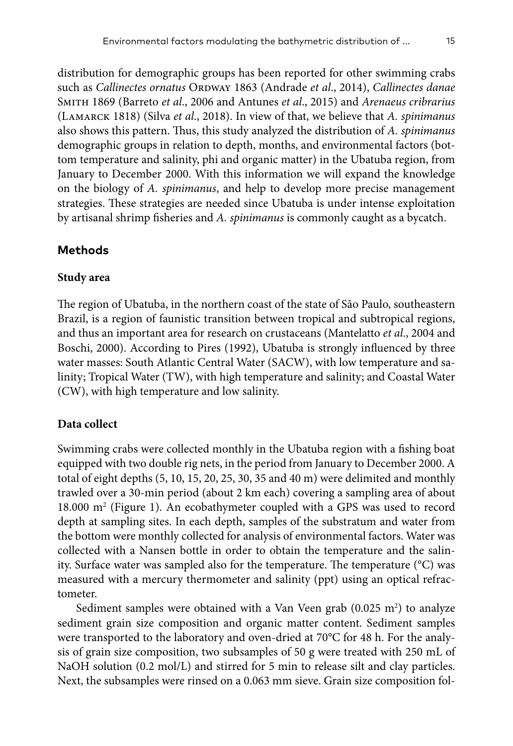distribution for demographic groups has been reported for other swimming crabs such as *Callinectes ornatus* Ordway 1863 (Andrade *et al*., 2014), *Callinectes danae* Smith 1869 (Barreto *et al*., 2006 and Antunes *et al*., 2015) and *Arenaeus cribrarius* (Lamarck 1818) (Silva *et al*., 2018). In view of that, we believe that *A. spinimanus* also shows this pattern. Thus, this study analyzed the distribution of *A. spinimanus* demographic groups in relation to depth, months, and environmental factors (bottom temperature and salinity, phi and organic matter) in the Ubatuba region, from January to December 2000. With this information we will expand the knowledge on the biology of *A. spinimanus*, and help to develop more precise management strategies. These strategies are needed since Ubatuba is under intense exploitation by artisanal shrimp fisheries and *A. spinimanus* is commonly caught as a bycatch.

## Methods

### Study area

The region of Ubatuba, in the northern coast of the state of São Paulo, southeastern Brazil, is a region of faunistic transition between tropical and subtropical regions, and thus an important area for research on crustaceans (Mantelatto *et al*., 2004 and Boschi, 2000). According to Pires (1992), Ubatuba is strongly influenced by three water masses: South Atlantic Central Water (SACW), with low temperature and salinity; Tropical Water (TW), with high temperature and salinity; and Coastal Water (CW), with high temperature and low salinity.

### Data collect

Swimming crabs were collected monthly in the Ubatuba region with a fishing boat equipped with two double rig nets, in the period from January to December 2000. A total of eight depths (5, 10, 15, 20, 25, 30, 35 and 40 m) were delimited and monthly trawled over a 30-min period (about 2 km each) covering a sampling area of about 18.000 $m^2$ (Figure 1). An ecobathymeter coupled with a GPS was used to record depth at sampling sites. In each depth, samples of the substratum and water from the bottom were monthly collected for analysis of environmental factors. Water was collected with a Nansen bottle in order to obtain the temperature and the salinity. Surface water was sampled also for the temperature. The temperature (°C) was measured with a mercury thermometer and salinity (ppt) using an optical refractometer.

Sediment samples were obtained with a Van Veen grab (0.025 $m^2$) to analyze sediment grain size composition and organic matter content. Sediment samples were transported to the laboratory and oven-dried at 70°C for 48 h. For the analysis of grain size composition, two subsamples of 50 g were treated with 250 mL of NaOH solution (0.2 mol/L) and stirred for 5 min to release silt and clay particles. Next, the subsamples were rinsed on a 0.063 mm sieve. Grain size composition fol-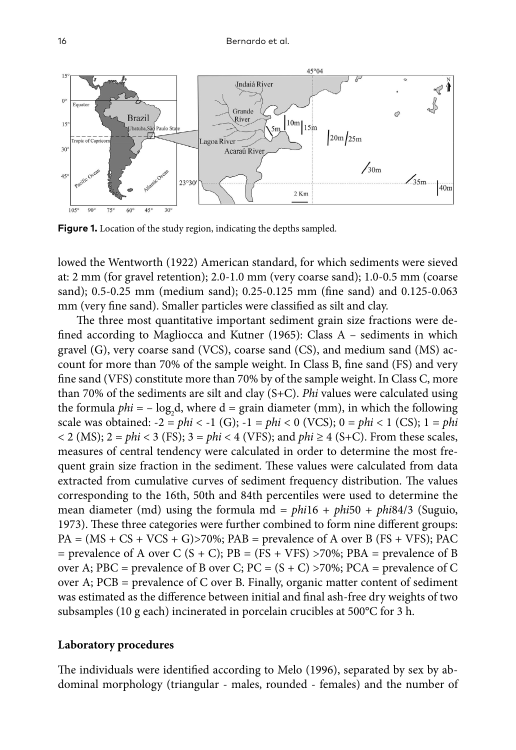**Figure 1.** Location of the study region, indicating the depths sampled.

lowed the Wentworth (1922) American standard, for which sediments were sieved at: 2 mm (for gravel retention); 2.0-1.0 mm (very coarse sand); 1.0-0.5 mm (coarse sand); 0.5-0.25 mm (medium sand); 0.25-0.125 mm (fine sand) and 0.125-0.063 mm (very fine sand). Smaller particles were classified as silt and clay.

The three most quantitative important sediment grain size fractions were defined according to Magliocca and Kutner (1965): Class A – sediments in which gravel (G), very coarse sand (VCS), coarse sand (CS), and medium sand (MS) account for more than 70% of the sample weight. In Class B, fine sand (FS) and very fine sand (VFS) constitute more than 70% by of the sample weight. In Class C, more than 70% of the sediments are silt and clay (S+C). *Phi* values were calculated using the formula $phi = -\log_2 d$, where d = grain diameter (mm), in which the following scale was obtained: $-2 = phi < -1$ (G); $-1 = phi < 0$ (VCS); $0 = phi < 1$ (CS); $1 = phi < 2$ (MS); $2 = phi < 3$ (FS); $3 = phi < 4$ (VFS); and $phi \geq 4$ (S+C). From these scales, measures of central tendency were calculated in order to determine the most frequent grain size fraction in the sediment. These values were calculated from data extracted from cumulative curves of sediment frequency distribution. The values corresponding to the 16th, 50th and 84th percentiles were used to determine the mean diameter (md) using the formula $md = phi16 + phi50 + phi84/3$ (Suguio, 1973). These three categories were further combined to form nine different groups: PA = (MS + CS + VCS + G)>70%; PAB = prevalence of A over B (FS + VFS); PAC = prevalence of A over C (S + C); PB = (FS + VFS) >70%; PBA = prevalence of B over A; PBC = prevalence of B over C; PC = (S + C) >70%; PCA = prevalence of C over A; PCB = prevalence of C over B. Finally, organic matter content of sediment was estimated as the difference between initial and final ash-free dry weights of two subsamples (10 g each) incinerated in porcelain crucibles at 500°C for 3 h.

## Laboratory procedures

The individuals were identified according to Melo (1996), separated by sex by abdominal morphology (triangular - males, rounded - females) and the number of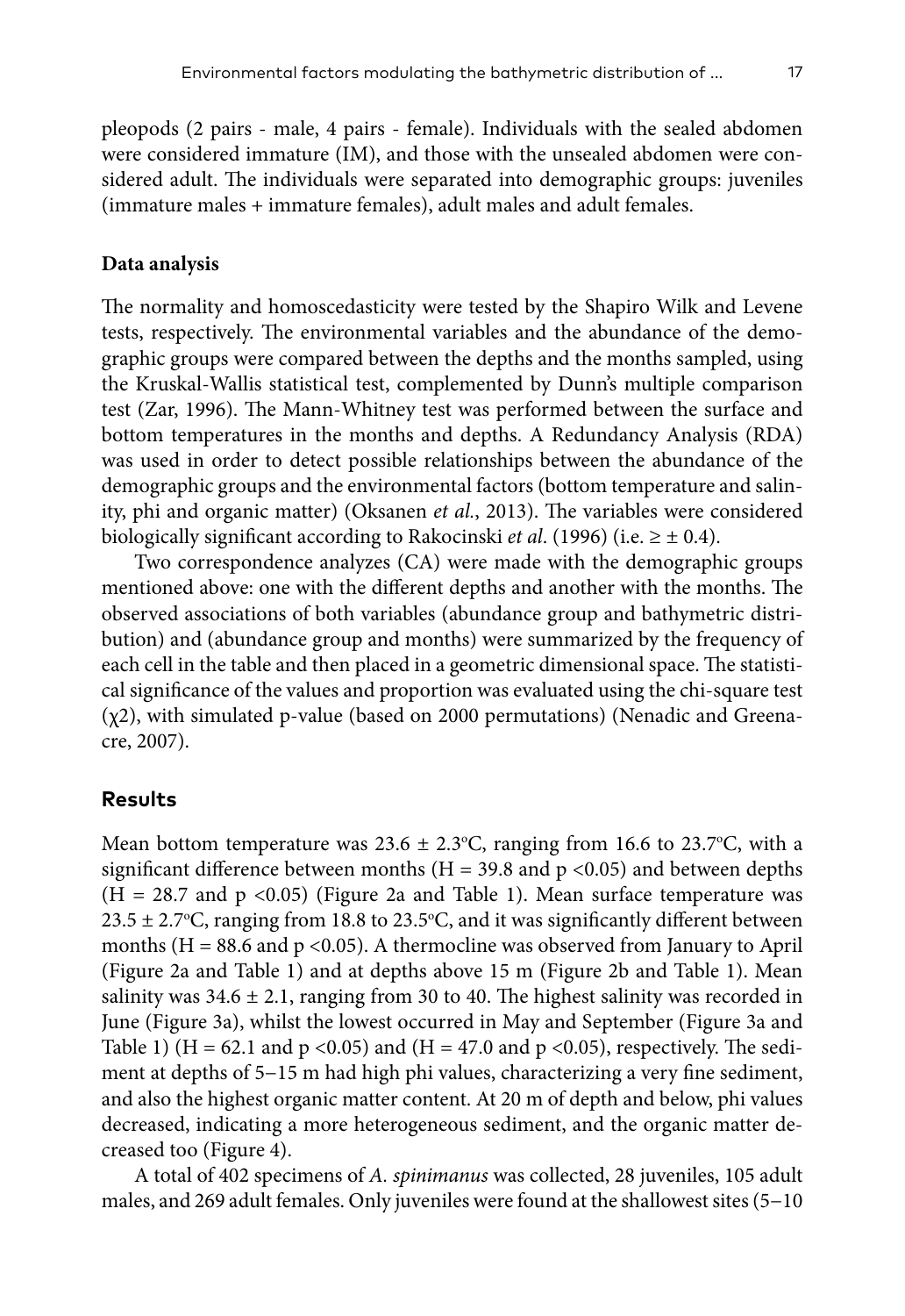pleopods (2 pairs - male, 4 pairs - female). Individuals with the sealed abdomen were considered immature (IM), and those with the unsealed abdomen were considered adult. The individuals were separated into demographic groups: juveniles (immature males + immature females), adult males and adult females.

### Data analysis

The normality and homoscedasticity were tested by the Shapiro Wilk and Levene tests, respectively. The environmental variables and the abundance of the demographic groups were compared between the depths and the months sampled, using the Kruskal-Wallis statistical test, complemented by Dunn's multiple comparison test (Zar, 1996). The Mann-Whitney test was performed between the surface and bottom temperatures in the months and depths. A Redundancy Analysis (RDA) was used in order to detect possible relationships between the abundance of the demographic groups and the environmental factors (bottom temperature and salinity, phi and organic matter) (Oksanen *et al.*, 2013). The variables were considered biologically significant according to Rakocinski *et al*. (1996) (i.e. $\geq \pm 0.4$).

Two correspondence analyzes (CA) were made with the demographic groups mentioned above: one with the different depths and another with the months. The observed associations of both variables (abundance group and bathymetric distribution) and (abundance group and months) were summarized by the frequency of each cell in the table and then placed in a geometric dimensional space. The statistical significance of the values and proportion was evaluated using the chi-square test ($\chi^2$), with simulated p-value (based on 2000 permutations) (Nenadic and Greenacre, 2007).

## Results

Mean bottom temperature was 23.6 ± 2.3ºC, ranging from 16.6 to 23.7ºC, with a significant difference between months ($H = 39.8$ and $p < 0.05$) and between depths ($H = 28.7$ and $p < 0.05$) (Figure 2a and Table 1). Mean surface temperature was 23.5 ± 2.7ºC, ranging from 18.8 to 23.5ºC, and it was significantly different between months ($H = 88.6$ and $p < 0.05$). A thermocline was observed from January to April (Figure 2a and Table 1) and at depths above 15 m (Figure 2b and Table 1). Mean salinity was 34.6 ± 2.1, ranging from 30 to 40. The highest salinity was recorded in June (Figure 3a), whilst the lowest occurred in May and September (Figure 3a and Table 1) ($H = 62.1$ and $p < 0.05$) and ($H = 47.0$ and $p < 0.05$), respectively. The sediment at depths of 5–15 m had high phi values, characterizing a very fine sediment, and also the highest organic matter content. At 20 m of depth and below, phi values decreased, indicating a more heterogeneous sediment, and the organic matter decreased too (Figure 4).

A total of 402 specimens of *A. spinimanus* was collected, 28 juveniles, 105 adult males, and 269 adult females. Only juveniles were found at the shallowest sites (5–10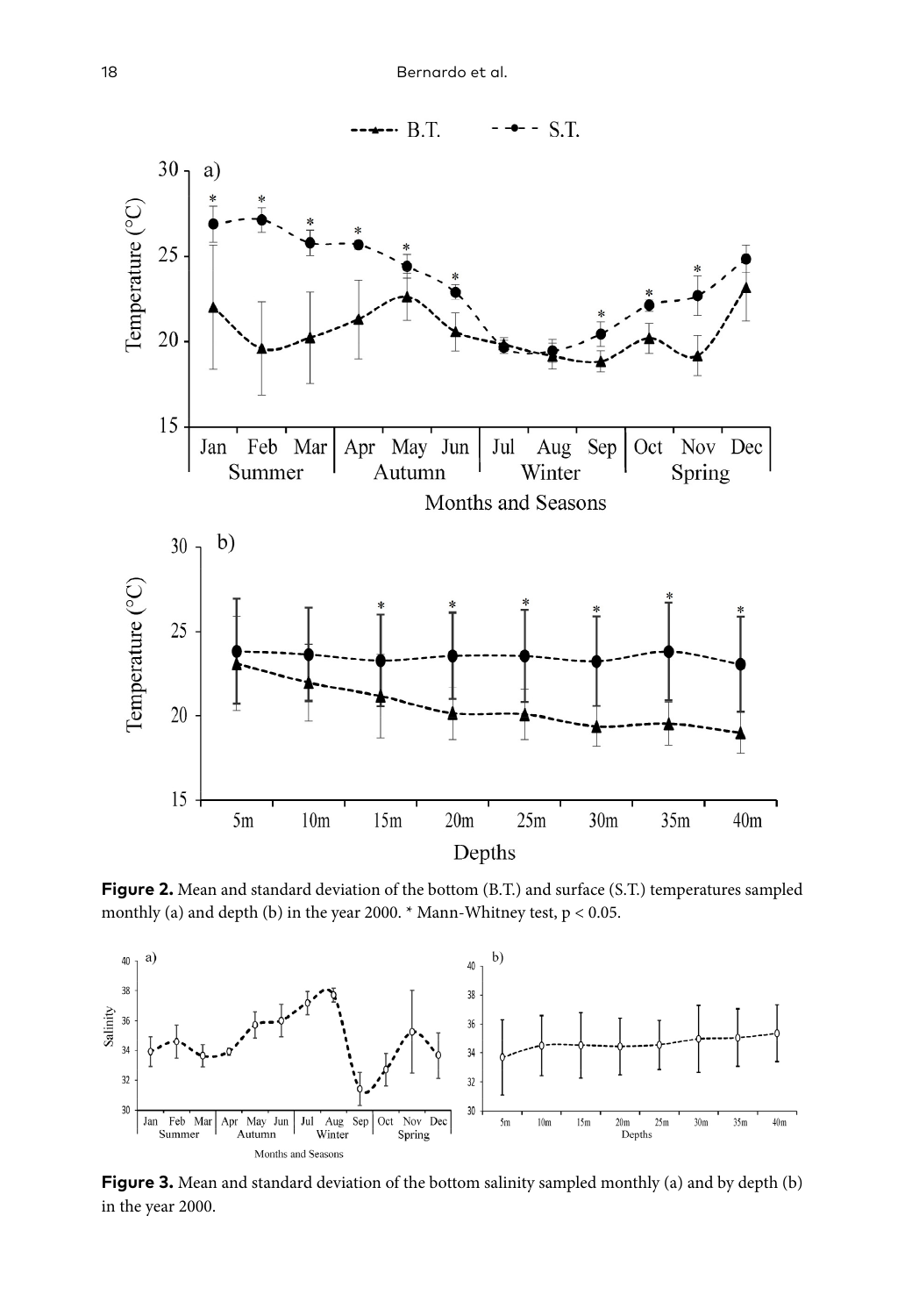**Figure 2.** Mean and standard deviation of the bottom (B.T.) and surface (S.T.) temperatures sampled monthly (a) and depth (b) in the year 2000. * Mann-Whitney test, $p < 0.05$.

**Figure 3.** Mean and standard deviation of the bottom salinity sampled monthly (a) and by depth (b) in the year 2000.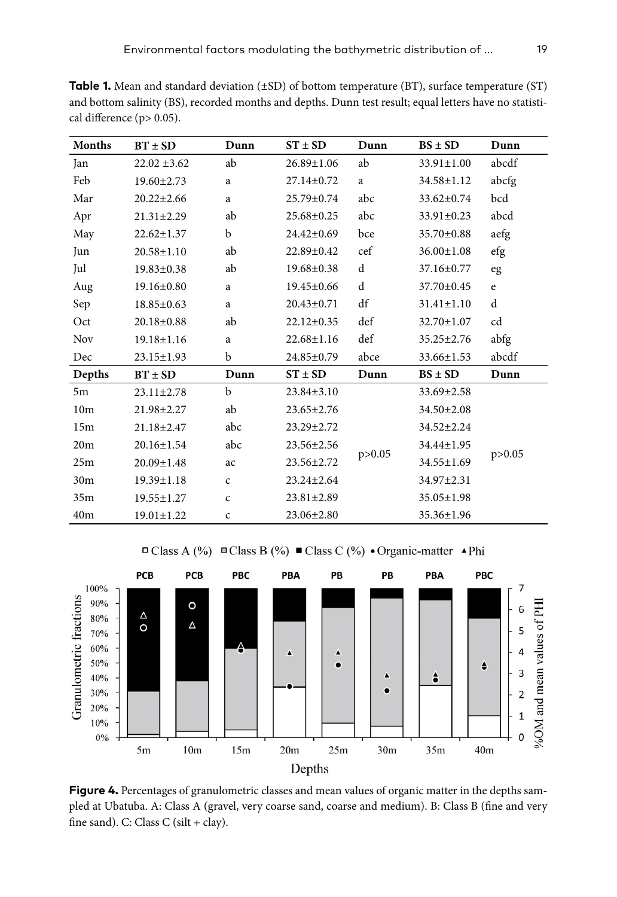**Table 1.** Mean and standard deviation (±SD) of bottom temperature (BT), surface temperature (ST) and bottom salinity (BS), recorded months and depths. Dunn test result; equal letters have no statistical difference (p> 0.05).

| Months | BT ± SD | Dunn | ST ± SD | Dunn | BS ± SD | Dunn |
|---|---|---|---|---|---|---|
| Jan | 22.02 ±3.62 | ab | 26.89±1.06 | ab | 33.91±1.00 | abcdf |
| Feb | 19.60±2.73 | a | 27.14±0.72 | a | 34.58±1.12 | abcfg |
| Mar | 20.22±2.66 | a | 25.79±0.74 | abc | 33.62±0.74 | bcd |
| Apr | 21.31±2.29 | ab | 25.68±0.25 | abc | 33.91±0.23 | abcd |
| May | 22.62±1.37 | b | 24.42±0.69 | bce | 35.70±0.88 | aefg |
| Jun | 20.58±1.10 | ab | 22.89±0.42 | cef | 36.00±1.08 | efg |
| Jul | 19.83±0.38 | ab | 19.68±0.38 | d | 37.16±0.77 | eg |
| Aug | 19.16±0.80 | a | 19.45±0.66 | d | 37.70±0.45 | e |
| Sep | 18.85±0.63 | a | 20.43±0.71 | df | 31.41±1.10 | d |
| Oct | 20.18±0.88 | ab | 22.12±0.35 | def | 32.70±1.07 | cd |
| Nov | 19.18±1.16 | a | 22.68±1.16 | def | 35.25±2.76 | abfg |
| Dec | 23.15±1.93 | b | 24.85±0.79 | abce | 33.66±1.53 | abcdf |
| **Depths** | **BT ± SD** | **Dunn** | **ST ± SD** | **Dunn** | **BS ± SD** | **Dunn** |
| 5m | 23.11±2.78 | b | 23.84±3.10 | p>0.05 | 33.69±2.58 | p>0.05 |
| 10m | 21.98±2.27 | ab | 23.65±2.76 | | 34.50±2.08 | |
| 15m | 21.18±2.47 | abc | 23.29±2.72 | | 34.52±2.24 | |
| 20m | 20.16±1.54 | abc | 23.56±2.56 | | 34.44±1.95 | |
| 25m | 20.09±1.48 | ac | 23.56±2.72 | | 34.55±1.69 | |
| 30m | 19.39±1.18 | c | 23.24±2.64 | | 34.97±2.31 | |
| 35m | 19.55±1.27 | c | 23.81±2.89 | | 35.05±1.98 | |
| 40m | 19.01±1.22 | c | 23.06±2.80 | | 35.36±1.96 | |

**Figure 4.** Percentages of granulometric classes and mean values of organic matter in the depths sampled at Ubatuba. A: Class A (gravel, very coarse sand, coarse and medium). B: Class B (fine and very fine sand). C: Class C (silt + clay).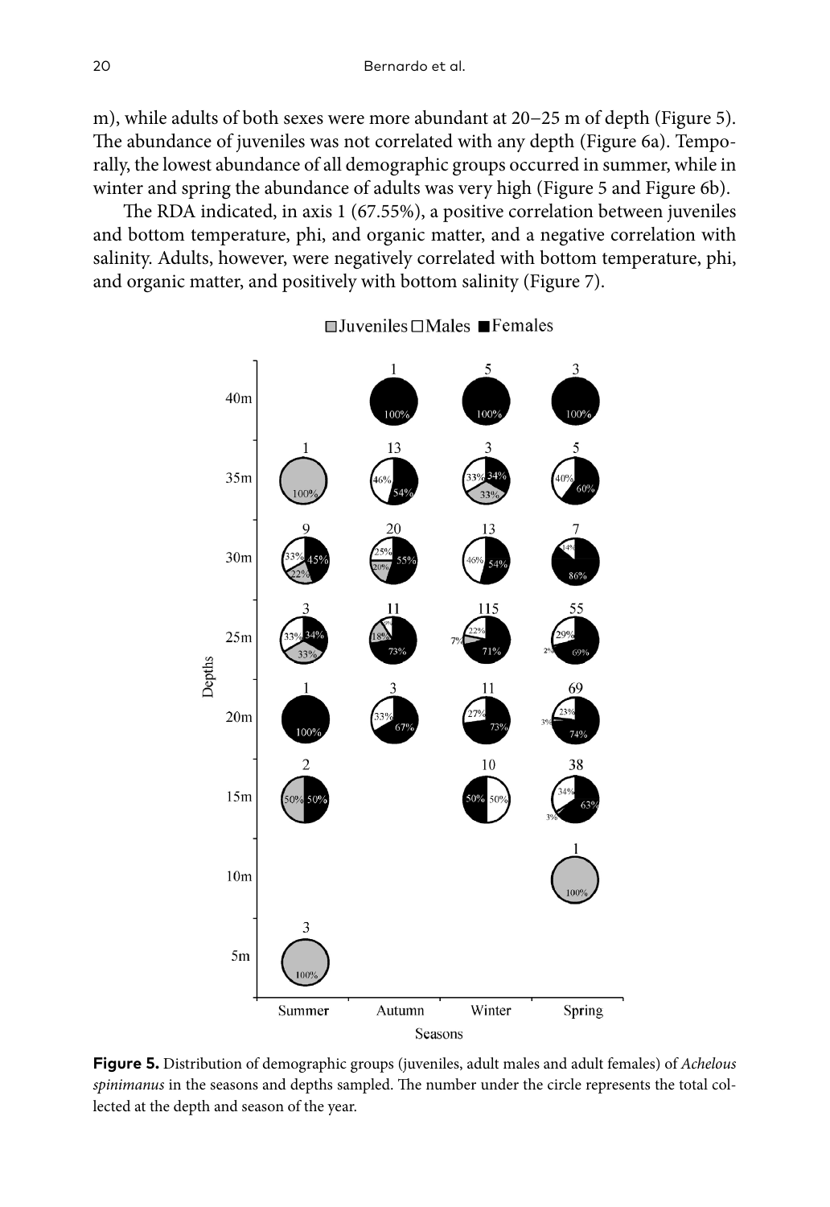m), while adults of both sexes were more abundant at 20–25 m of depth (Figure 5). The abundance of juveniles was not correlated with any depth (Figure 6a). Temporally, the lowest abundance of all demographic groups occurred in summer, while in winter and spring the abundance of adults was very high (Figure 5 and Figure 6b).

The RDA indicated, in axis 1 (67.55%), a positive correlation between juveniles and bottom temperature, phi, and organic matter, and a negative correlation with salinity. Adults, however, were negatively correlated with bottom temperature, phi, and organic matter, and positively with bottom salinity (Figure 7).

**Figure 5.** Distribution of demographic groups (juveniles, adult males and adult females) of *Achelous spinimanus* in the seasons and depths sampled. The number under the circle represents the total collected at the depth and season of the year.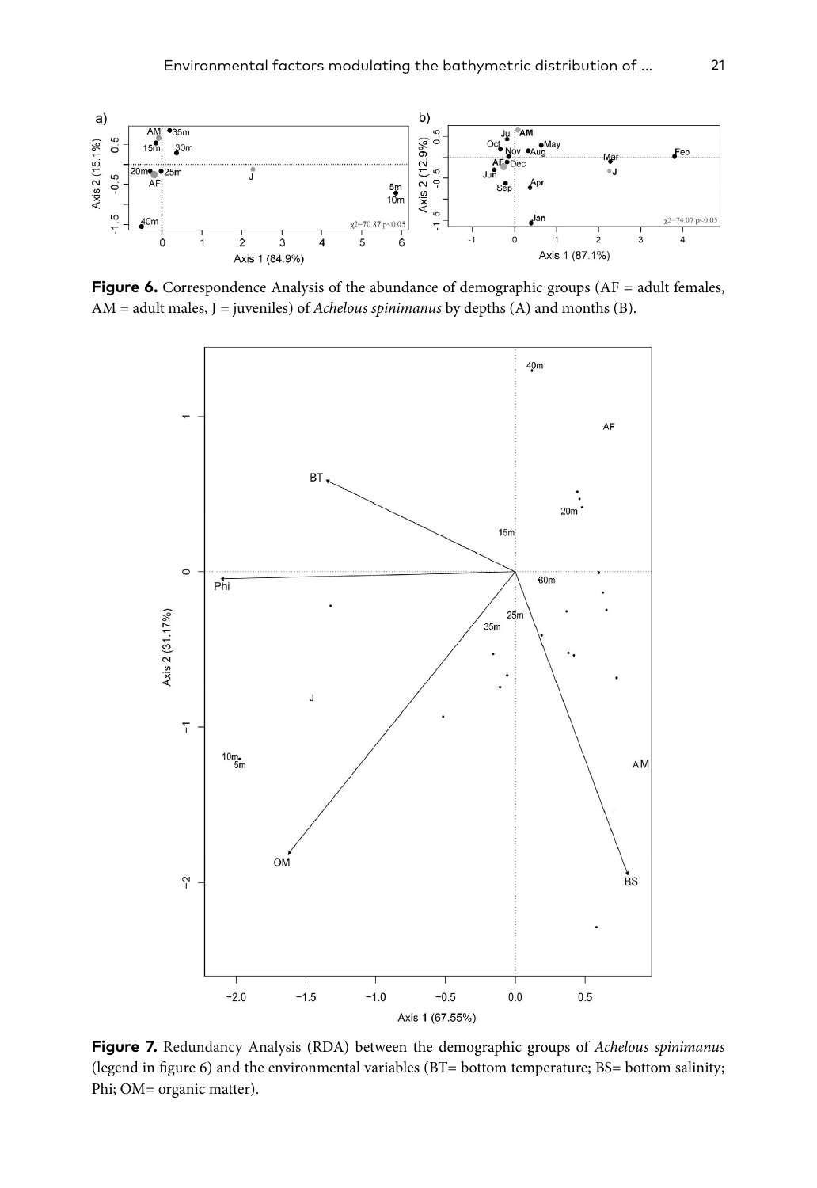**Figure 6.** Correspondence Analysis of the abundance of demographic groups (AF = adult females, AM = adult males, J = juveniles) of *Achelous spinimanus* by depths (A) and months (B).

**Figure 7.** Redundancy Analysis (RDA) between the demographic groups of *Achelous spinimanus* (legend in figure 6) and the environmental variables (BT= bottom temperature; BS= bottom salinity; Phi; OM= organic matter).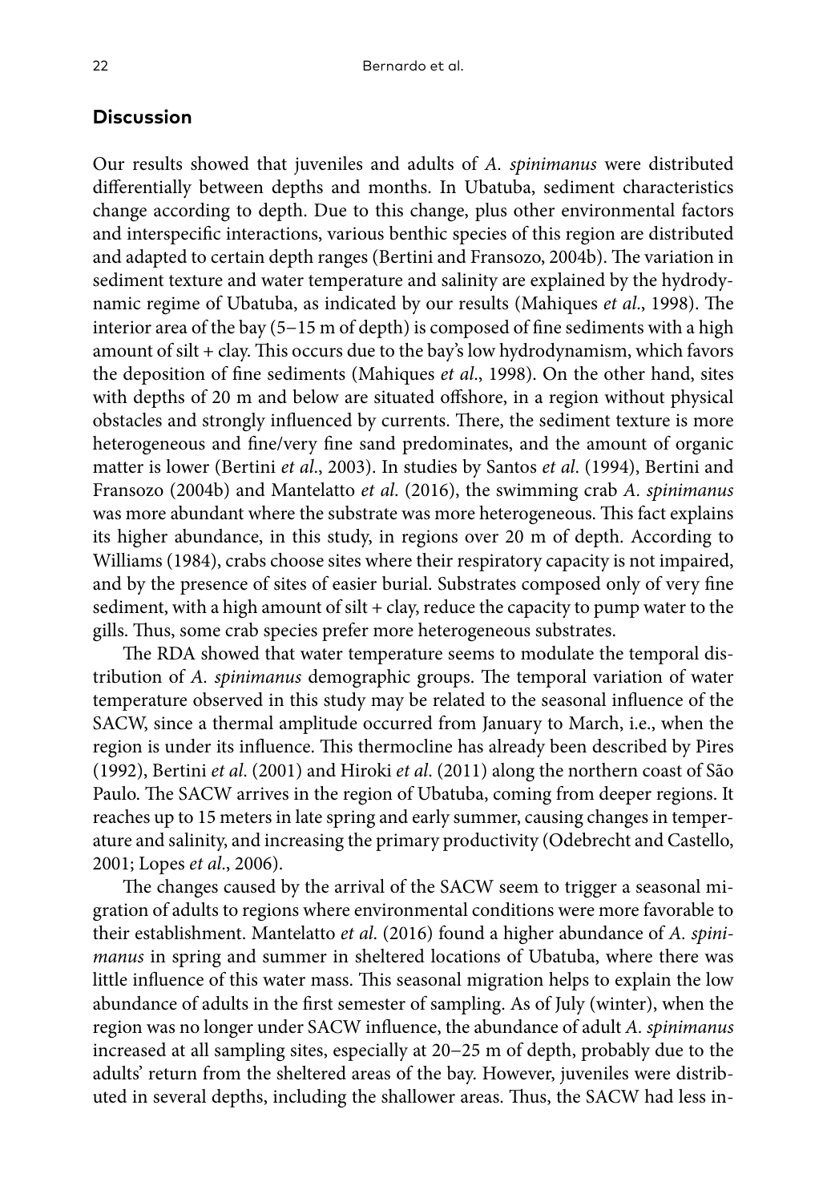## Discussion

Our results showed that juveniles and adults of *A. spinimanus* were distributed differentially between depths and months. In Ubatuba, sediment characteristics change according to depth. Due to this change, plus other environmental factors and interspecific interactions, various benthic species of this region are distributed and adapted to certain depth ranges (Bertini and Fransozo, 2004b). The variation in sediment texture and water temperature and salinity are explained by the hydrodynamic regime of Ubatuba, as indicated by our results (Mahiques *et al*., 1998). The interior area of the bay (5–15 m of depth) is composed of fine sediments with a high amount of silt + clay. This occurs due to the bay's low hydrodynamism, which favors the deposition of fine sediments (Mahiques *et al*., 1998). On the other hand, sites with depths of 20 m and below are situated offshore, in a region without physical obstacles and strongly influenced by currents. There, the sediment texture is more heterogeneous and fine/very fine sand predominates, and the amount of organic matter is lower (Bertini *et al*., 2003). In studies by Santos *et al*. (1994), Bertini and Fransozo (2004b) and Mantelatto *et al*. (2016), the swimming crab *A. spinimanus* was more abundant where the substrate was more heterogeneous. This fact explains its higher abundance, in this study, in regions over 20 m of depth. According to Williams (1984), crabs choose sites where their respiratory capacity is not impaired, and by the presence of sites of easier burial. Substrates composed only of very fine sediment, with a high amount of silt + clay, reduce the capacity to pump water to the gills. Thus, some crab species prefer more heterogeneous substrates.

The RDA showed that water temperature seems to modulate the temporal distribution of *A. spinimanus* demographic groups. The temporal variation of water temperature observed in this study may be related to the seasonal influence of the SACW, since a thermal amplitude occurred from January to March, i.e., when the region is under its influence. This thermocline has already been described by Pires (1992), Bertini *et al*. (2001) and Hiroki *et al*. (2011) along the northern coast of São Paulo. The SACW arrives in the region of Ubatuba, coming from deeper regions. It reaches up to 15 meters in late spring and early summer, causing changes in temperature and salinity, and increasing the primary productivity (Odebrecht and Castello, 2001; Lopes *et al*., 2006).

The changes caused by the arrival of the SACW seem to trigger a seasonal migration of adults to regions where environmental conditions were more favorable to their establishment. Mantelatto *et al*. (2016) found a higher abundance of *A. spinimanus* in spring and summer in sheltered locations of Ubatuba, where there was little influence of this water mass. This seasonal migration helps to explain the low abundance of adults in the first semester of sampling. As of July (winter), when the region was no longer under SACW influence, the abundance of adult *A. spinimanus* increased at all sampling sites, especially at 20–25 m of depth, probably due to the adults' return from the sheltered areas of the bay. However, juveniles were distributed in several depths, including the shallower areas. Thus, the SACW had less in-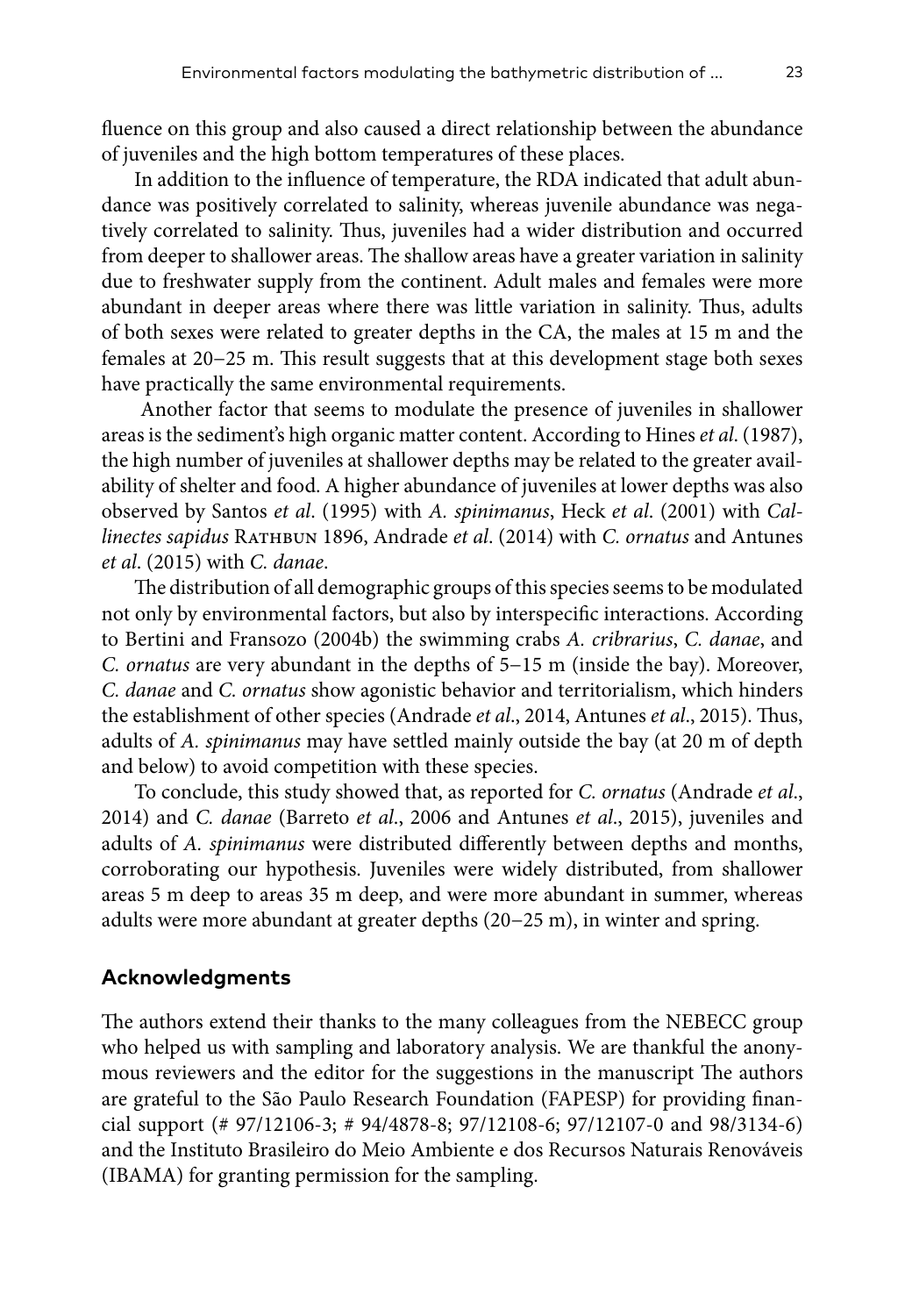fluence on this group and also caused a direct relationship between the abundance of juveniles and the high bottom temperatures of these places.

In addition to the influence of temperature, the RDA indicated that adult abundance was positively correlated to salinity, whereas juvenile abundance was negatively correlated to salinity. Thus, juveniles had a wider distribution and occurred from deeper to shallower areas. The shallow areas have a greater variation in salinity due to freshwater supply from the continent. Adult males and females were more abundant in deeper areas where there was little variation in salinity. Thus, adults of both sexes were related to greater depths in the CA, the males at 15 m and the females at 20–25 m. This result suggests that at this development stage both sexes have practically the same environmental requirements.

Another factor that seems to modulate the presence of juveniles in shallower areas is the sediment's high organic matter content. According to Hines *et al*. (1987), the high number of juveniles at shallower depths may be related to the greater availability of shelter and food. A higher abundance of juveniles at lower depths was also observed by Santos *et al*. (1995) with *A. spinimanus*, Heck *et al*. (2001) with *Callinectes sapidus* Rathbun 1896, Andrade *et al*. (2014) with *C. ornatus* and Antunes *et al*. (2015) with *C. danae*.

The distribution of all demographic groups of this species seems to be modulated not only by environmental factors, but also by interspecific interactions. According to Bertini and Fransozo (2004b) the swimming crabs *A. cribrarius*, *C. danae*, and *C. ornatus* are very abundant in the depths of 5–15 m (inside the bay). Moreover, *C. danae* and *C. ornatus* show agonistic behavior and territorialism, which hinders the establishment of other species (Andrade *et al*., 2014, Antunes *et al*., 2015). Thus, adults of *A. spinimanus* may have settled mainly outside the bay (at 20 m of depth and below) to avoid competition with these species.

To conclude, this study showed that, as reported for *C. ornatus* (Andrade *et al*., 2014) and *C. danae* (Barreto *et al*., 2006 and Antunes *et al*., 2015), juveniles and adults of *A. spinimanus* were distributed differently between depths and months, corroborating our hypothesis. Juveniles were widely distributed, from shallower areas 5 m deep to areas 35 m deep, and were more abundant in summer, whereas adults were more abundant at greater depths (20–25 m), in winter and spring.

## Acknowledgments

The authors extend their thanks to the many colleagues from the NEBECC group who helped us with sampling and laboratory analysis. We are thankful the anonymous reviewers and the editor for the suggestions in the manuscript The authors are grateful to the São Paulo Research Foundation (FAPESP) for providing financial support (# 97/12106-3; # 94/4878-8; 97/12108-6; 97/12107-0 and 98/3134-6) and the Instituto Brasileiro do Meio Ambiente e dos Recursos Naturais Renováveis (IBAMA) for granting permission for the sampling.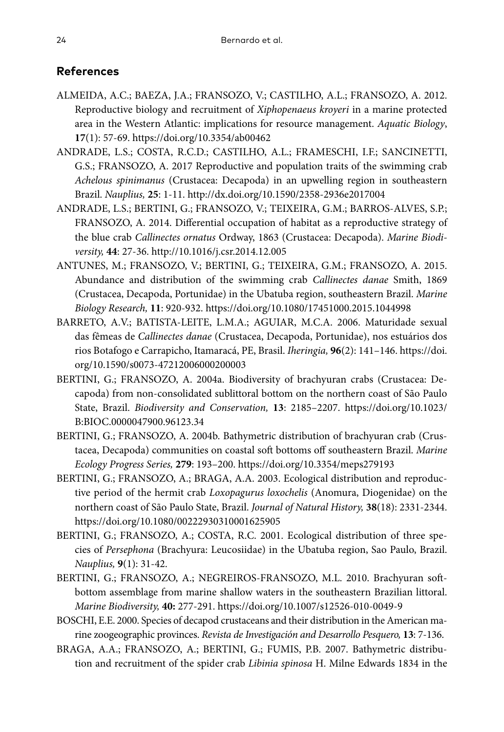## References

ALMEIDA, A.C.; BAEZA, J.A.; FRANSOZO, V.; CASTILHO, A.L.; FRANSOZO, A. 2012. Reproductive biology and recruitment of *Xiphopenaeus kroyeri* in a marine protected area in the Western Atlantic: implications for resource management. *Aquatic Biology*, **17**(1): 57-69. https://doi.org/10.3354/ab00462

ANDRADE, L.S.; COSTA, R.C.D.; CASTILHO, A.L.; FRAMESCHI, I.F.; SANCINETTI, G.S.; FRANSOZO, A. 2017 Reproductive and population traits of the swimming crab *Achelous spinimanus* (Crustacea: Decapoda) in an upwelling region in southeastern Brazil. *Nauplius,* **25**: 1-11. http://dx.doi.org/10.1590/2358-2936e2017004

ANDRADE, L.S.; BERTINI, G.; FRANSOZO, V.; TEIXEIRA, G.M.; BARROS-ALVES, S.P.; FRANSOZO, A. 2014. Differential occupation of habitat as a reproductive strategy of the blue crab *Callinectes ornatus* Ordway, 1863 (Crustacea: Decapoda). *Marine Biodiversity,* **44**: 27-36. http://10.1016/j.csr.2014.12.005

ANTUNES, M.; FRANSOZO, V.; BERTINI, G.; TEIXEIRA, G.M.; FRANSOZO, A. 2015. Abundance and distribution of the swimming crab *Callinectes danae* Smith, 1869 (Crustacea, Decapoda, Portunidae) in the Ubatuba region, southeastern Brazil. *Marine Biology Research,* **11**: 920-932. https://doi.org/10.1080/17451000.2015.1044998

BARRETO, A.V.; BATISTA-LEITE, L.M.A.; AGUIAR, M.C.A. 2006. Maturidade sexual das fêmeas de *Callinectes danae* (Crustacea, Decapoda, Portunidae), nos estuários dos rios Botafogo e Carrapicho, Itamaracá, PE, Brasil. *Iheringia,* **96**(2): 141–146. https://doi.org/10.1590/s0073-47212006000200003

BERTINI, G.; FRANSOZO, A. 2004a. Biodiversity of brachyuran crabs (Crustacea: Decapoda) from non-consolidated sublittoral bottom on the northern coast of São Paulo State, Brazil. *Biodiversity and Conservation,* **13**: 2185–2207. https://doi.org/10.1023/B:BIOC.0000047900.96123.34

BERTINI, G.; FRANSOZO, A. 2004b. Bathymetric distribution of brachyuran crab (Crustacea, Decapoda) communities on coastal soft bottoms off southeastern Brazil. *Marine Ecology Progress Series,* **279**: 193–200. https://doi.org/10.3354/meps279193

BERTINI, G.; FRANSOZO, A.; BRAGA, A.A. 2003. Ecological distribution and reproductive period of the hermit crab *Loxopagurus loxochelis* (Anomura, Diogenidae) on the northern coast of São Paulo State, Brazil. *Journal of Natural History,* **38**(18): 2331-2344. https://doi.org/10.1080/00222930310001625905

BERTINI, G.; FRANSOZO, A.; COSTA, R.C. 2001. Ecological distribution of three species of *Persephona* (Brachyura: Leucosiidae) in the Ubatuba region, Sao Paulo, Brazil. *Nauplius,* **9**(1): 31-42.

BERTINI, G.; FRANSOZO, A.; NEGREIROS-FRANSOZO, M.L. 2010. Brachyuran soft-bottom assemblage from marine shallow waters in the southeastern Brazilian littoral. *Marine Biodiversity,* **40:** 277-291. https://doi.org/10.1007/s12526-010-0049-9

BOSCHI, E.E. 2000. Species of decapod crustaceans and their distribution in the American marine zoogeographic provinces. *Revista de Investigación and Desarrollo Pesquero,* **13**: 7-136.

BRAGA, A.A.; FRANSOZO, A.; BERTINI, G.; FUMIS, P.B. 2007. Bathymetric distribution and recruitment of the spider crab *Libinia spinosa* H. Milne Edwards 1834 in the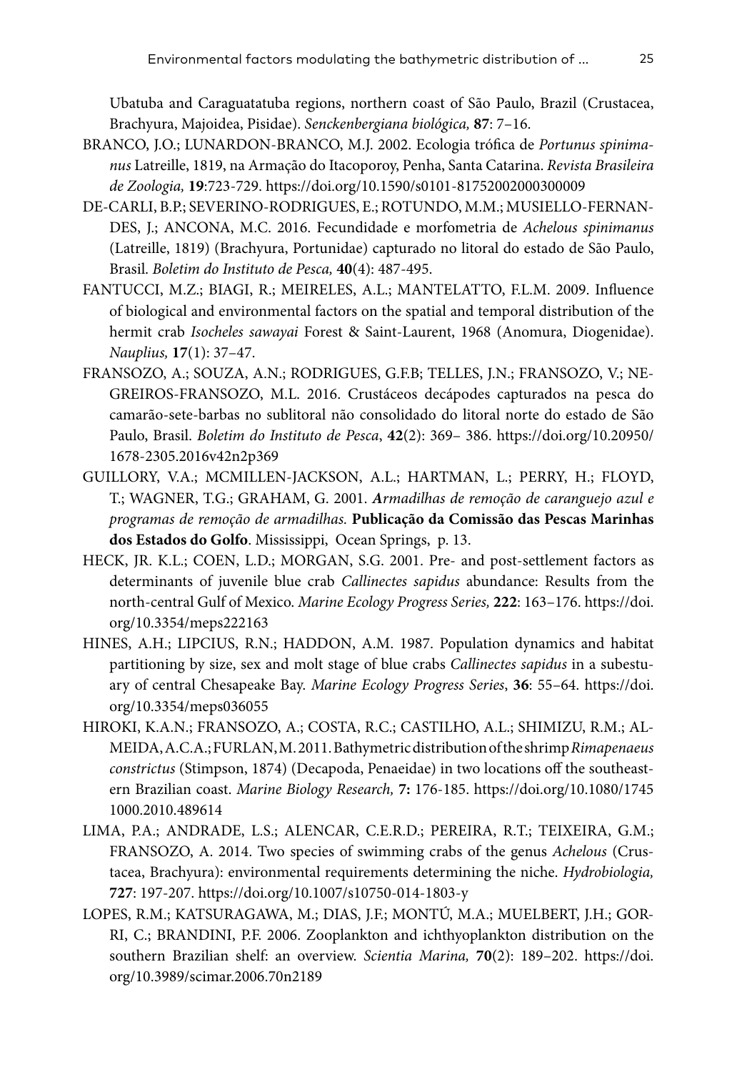Ubatuba and Caraguatatuba regions, northern coast of São Paulo, Brazil (Crustacea, Brachyura, Majoidea, Pisidae). *Senckenbergiana biológica,* **87**: 7–16.

BRANCO, J.O.; LUNARDON-BRANCO, M.J. 2002. Ecologia trófica de *Portunus spinimanus* Latreille, 1819, na Armação do Itacoporoy, Penha, Santa Catarina. *Revista Brasileira de Zoologia,* **19**:723-729. https://doi.org/10.1590/s0101-81752002000300009

DE-CARLI, B.P.; SEVERINO-RODRIGUES, E.; ROTUNDO, M.M.; MUSIELLO-FERNANDES, J.; ANCONA, M.C. 2016. Fecundidade e morfometria de *Achelous spinimanus* (Latreille, 1819) (Brachyura, Portunidae) capturado no litoral do estado de São Paulo, Brasil. *Boletim do Instituto de Pesca,* **40**(4): 487-495.

FANTUCCI, M.Z.; BIAGI, R.; MEIRELES, A.L.; MANTELATTO, F.L.M. 2009. Influence of biological and environmental factors on the spatial and temporal distribution of the hermit crab *Isocheles sawayai* Forest & Saint-Laurent, 1968 (Anomura, Diogenidae). *Nauplius,* **17**(1): 37–47.

FRANSOZO, A.; SOUZA, A.N.; RODRIGUES, G.F.B; TELLES, J.N.; FRANSOZO, V.; NEGREIROS-FRANSOZO, M.L. 2016. Crustáceos decápodes capturados na pesca do camarão-sete-barbas no sublitoral não consolidado do litoral norte do estado de São Paulo, Brasil. *Boletim do Instituto de Pesca*, **42**(2): 369– 386. https://doi.org/10.20950/1678-2305.2016v42n2p369

GUILLORY, V.A.; MCMILLEN-JACKSON, A.L.; HARTMAN, L.; PERRY, H.; FLOYD, T.; WAGNER, T.G.; GRAHAM, G. 2001. ***A****rmadilhas de remoção de caranguejo azul e programas de remoção de armadilhas.* **Publicação da Comissão das Pescas Marinhas dos Estados do Golfo**. Mississippi, Ocean Springs, p. 13.

HECK, JR. K.L.; COEN, L.D.; MORGAN, S.G. 2001. Pre- and post-settlement factors as determinants of juvenile blue crab *Callinectes sapidus* abundance: Results from the north-central Gulf of Mexico. *Marine Ecology Progress Series,* **222**: 163–176. https://doi.org/10.3354/meps222163

HINES, A.H.; LIPCIUS, R.N.; HADDON, A.M. 1987. Population dynamics and habitat partitioning by size, sex and molt stage of blue crabs *Callinectes sapidus* in a subestuary of central Chesapeake Bay. *Marine Ecology Progress Series*, **36**: 55–64. https://doi.org/10.3354/meps036055

HIROKI, K.A.N.; FRANSOZO, A.; COSTA, R.C.; CASTILHO, A.L.; SHIMIZU, R.M.; ALMEIDA, A.C.A.; FURLAN, M. 2011. Bathymetric distribution of the shrimp *Rimapenaeus constrictus* (Stimpson, 1874) (Decapoda, Penaeidae) in two locations off the southeastern Brazilian coast. *Marine Biology Research,* **7:** 176-185. https://doi.org/10.1080/17451000.2010.489614

LIMA, P.A.; ANDRADE, L.S.; ALENCAR, C.E.R.D.; PEREIRA, R.T.; TEIXEIRA, G.M.; FRANSOZO, A. 2014. Two species of swimming crabs of the genus *Achelous* (Crustacea, Brachyura): environmental requirements determining the niche. *Hydrobiologia,* **727**: 197-207. https://doi.org/10.1007/s10750-014-1803-y

LOPES, R.M.; KATSURAGAWA, M.; DIAS, J.F.; MONTÚ, M.A.; MUELBERT, J.H.; GORRI, C.; BRANDINI, P.F. 2006. Zooplankton and ichthyoplankton distribution on the southern Brazilian shelf: an overview. *Scientia Marina,* **70**(2): 189–202. https://doi.org/10.3989/scimar.2006.70n2189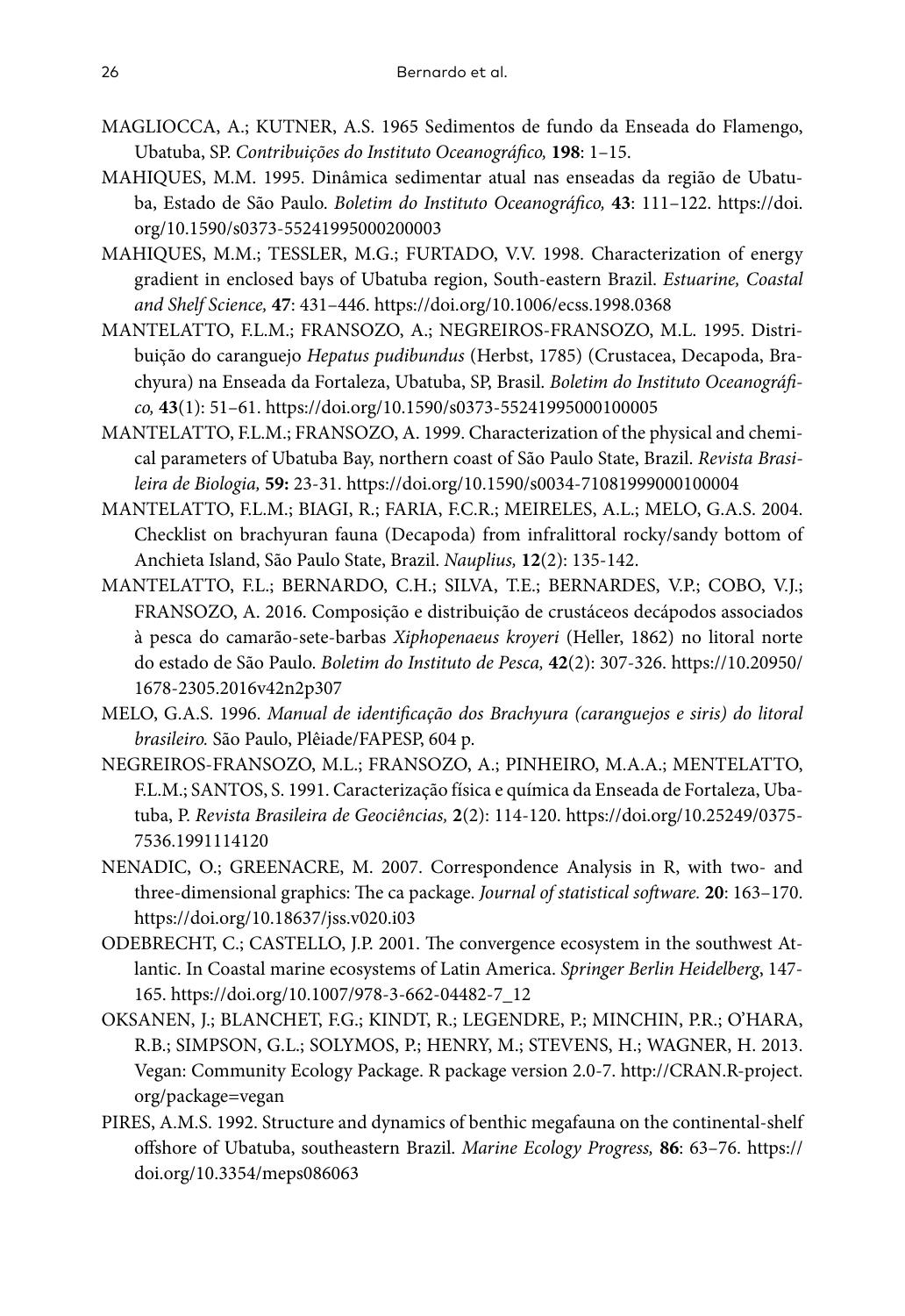MAGLIOCCA, A.; KUTNER, A.S. 1965 Sedimentos de fundo da Enseada do Flamengo, Ubatuba, SP. *Contribuições do Instituto Oceanográfico,* **198**: 1–15.

MAHIQUES, M.M. 1995. Dinâmica sedimentar atual nas enseadas da região de Ubatuba, Estado de São Paulo. *Boletim do Instituto Oceanográfico,* **43**: 111–122. https://doi.org/10.1590/s0373-55241995000200003

MAHIQUES, M.M.; TESSLER, M.G.; FURTADO, V.V. 1998. Characterization of energy gradient in enclosed bays of Ubatuba region, South-eastern Brazil. *Estuarine, Coastal and Shelf Science,* **47**: 431–446. https://doi.org/10.1006/ecss.1998.0368

MANTELATTO, F.L.M.; FRANSOZO, A.; NEGREIROS-FRANSOZO, M.L. 1995. Distribuição do caranguejo *Hepatus pudibundus* (Herbst, 1785) (Crustacea, Decapoda, Brachyura) na Enseada da Fortaleza, Ubatuba, SP, Brasil. *Boletim do Instituto Oceanográfico,* **43**(1): 51–61. https://doi.org/10.1590/s0373-55241995000100005

MANTELATTO, F.L.M.; FRANSOZO, A. 1999. Characterization of the physical and chemical parameters of Ubatuba Bay, northern coast of São Paulo State, Brazil. *Revista Brasileira de Biologia,* **59:** 23-31. https://doi.org/10.1590/s0034-71081999000100004

MANTELATTO, F.L.M.; BIAGI, R.; FARIA, F.C.R.; MEIRELES, A.L.; MELO, G.A.S. 2004. Checklist on brachyuran fauna (Decapoda) from infralittoral rocky/sandy bottom of Anchieta Island, São Paulo State, Brazil. *Nauplius,* **12**(2): 135-142.

MANTELATTO, F.L.; BERNARDO, C.H.; SILVA, T.E.; BERNARDES, V.P.; COBO, V.J.; FRANSOZO, A. 2016. Composição e distribuição de crustáceos decápodos associados à pesca do camarão-sete-barbas *Xiphopenaeus kroyeri* (Heller, 1862) no litoral norte do estado de São Paulo. *Boletim do Instituto de Pesca,* **42**(2): 307-326. https://10.20950/1678-2305.2016v42n2p307

MELO, G.A.S. 1996. *Manual de identificação dos Brachyura (caranguejos e siris) do litoral brasileiro.* São Paulo, Plêiade/FAPESP, 604 p.

NEGREIROS-FRANSOZO, M.L.; FRANSOZO, A.; PINHEIRO, M.A.A.; MENTELATTO, F.L.M.; SANTOS, S. 1991. Caracterização física e química da Enseada de Fortaleza, Ubatuba, P. *Revista Brasileira de Geociências,* **2**(2): 114-120. https://doi.org/10.25249/0375-7536.1991114120

NENADIC, O.; GREENACRE, M. 2007. Correspondence Analysis in R, with two- and three-dimensional graphics: The ca package. *Journal of statistical software.* **20**: 163–170. https://doi.org/10.18637/jss.v020.i03

ODEBRECHT, C.; CASTELLO, J.P. 2001. The convergence ecosystem in the southwest Atlantic. In Coastal marine ecosystems of Latin America. *Springer Berlin Heidelberg*, 147-165. https://doi.org/10.1007/978-3-662-04482-7_12

OKSANEN, J.; BLANCHET, F.G.; KINDT, R.; LEGENDRE, P.; MINCHIN, P.R.; O'HARA, R.B.; SIMPSON, G.L.; SOLYMOS, P.; HENRY, M.; STEVENS, H.; WAGNER, H. 2013. Vegan: Community Ecology Package. R package version 2.0-7. http://CRAN.R-project.org/package=vegan

PIRES, A.M.S. 1992. Structure and dynamics of benthic megafauna on the continental-shelf offshore of Ubatuba, southeastern Brazil. *Marine Ecology Progress,* **86**: 63–76. https://doi.org/10.3354/meps086063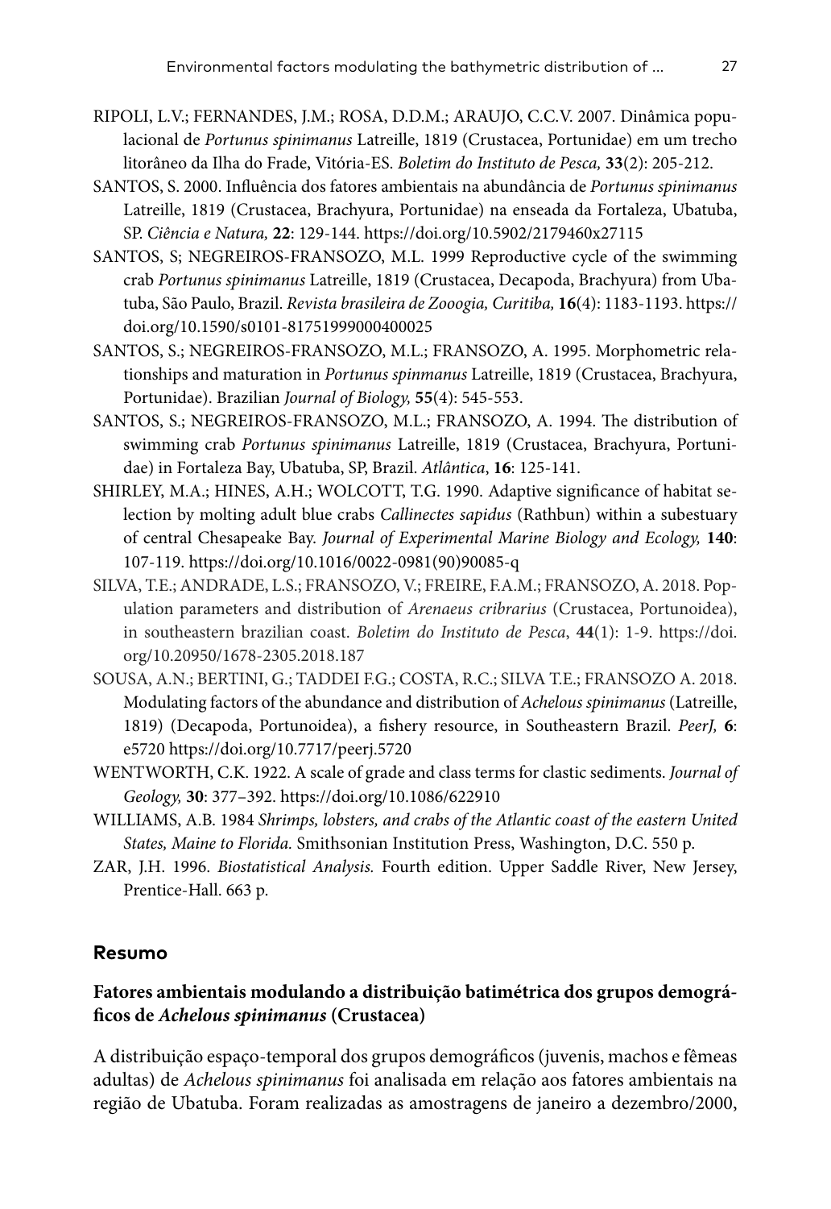RIPOLI, L.V.; FERNANDES, J.M.; ROSA, D.D.M.; ARAUJO, C.C.V. 2007. Dinâmica populacional de *Portunus spinimanus* Latreille, 1819 (Crustacea, Portunidae) em um trecho litorâneo da Ilha do Frade, Vitória-ES. *Boletim do Instituto de Pesca,* **33**(2): 205-212.

SANTOS, S. 2000. Influência dos fatores ambientais na abundância de *Portunus spinimanus* Latreille, 1819 (Crustacea, Brachyura, Portunidae) na enseada da Fortaleza, Ubatuba, SP. *Ciência e Natura,* **22**: 129-144. https://doi.org/10.5902/2179460x27115

SANTOS, S; NEGREIROS-FRANSOZO, M.L. 1999 Reproductive cycle of the swimming crab *Portunus spinimanus* Latreille, 1819 (Crustacea, Decapoda, Brachyura) from Ubatuba, São Paulo, Brazil. *Revista brasileira de Zooogia, Curitiba,* **16**(4): 1183-1193. https://doi.org/10.1590/s0101-81751999000400025

SANTOS, S.; NEGREIROS-FRANSOZO, M.L.; FRANSOZO, A. 1995. Morphometric relationships and maturation in *Portunus spinmanus* Latreille, 1819 (Crustacea, Brachyura, Portunidae). Brazilian *Journal of Biology,* **55**(4): 545-553.

SANTOS, S.; NEGREIROS-FRANSOZO, M.L.; FRANSOZO, A. 1994. The distribution of swimming crab *Portunus spinimanus* Latreille, 1819 (Crustacea, Brachyura, Portunidae) in Fortaleza Bay, Ubatuba, SP, Brazil. *Atlântica*, **16**: 125-141.

SHIRLEY, M.A.; HINES, A.H.; WOLCOTT, T.G. 1990. Adaptive significance of habitat selection by molting adult blue crabs *Callinectes sapidus* (Rathbun) within a subestuary of central Chesapeake Bay. *Journal of Experimental Marine Biology and Ecology,* **140**: 107-119. https://doi.org/10.1016/0022-0981(90)90085-q

SILVA, T.E.; ANDRADE, L.S.; FRANSOZO, V.; FREIRE, F.A.M.; FRANSOZO, A. 2018. Population parameters and distribution of *Arenaeus cribrarius* (Crustacea, Portunoidea), in southeastern brazilian coast. *Boletim do Instituto de Pesca*, **44**(1): 1-9. https://doi.org/10.20950/1678-2305.2018.187

SOUSA, A.N.; BERTINI, G.; TADDEI F.G.; COSTA, R.C.; SILVA T.E.; FRANSOZO A. 2018. Modulating factors of the abundance and distribution of *Achelous spinimanus* (Latreille, 1819) (Decapoda, Portunoidea), a fishery resource, in Southeastern Brazil. *PeerJ,* **6**: e5720 https://doi.org/10.7717/peerj.5720

WENTWORTH, C.K. 1922. A scale of grade and class terms for clastic sediments. *Journal of Geology,* **30**: 377–392. https://doi.org/10.1086/622910

WILLIAMS, A.B. 1984 *Shrimps, lobsters, and crabs of the Atlantic coast of the eastern United States, Maine to Florida.* Smithsonian Institution Press, Washington, D.C. 550 p.

ZAR, J.H. 1996. *Biostatistical Analysis.* Fourth edition. Upper Saddle River, New Jersey, Prentice-Hall. 663 p.

## Resumo

### Fatores ambientais modulando a distribuição batimétrica dos grupos demográficos de *Achelous spinimanus* (Crustacea)

A distribuição espaço-temporal dos grupos demográficos (juvenis, machos e fêmeas adultas) de *Achelous spinimanus* foi analisada em relação aos fatores ambientais na região de Ubatuba. Foram realizadas as amostragens de janeiro a dezembro/2000,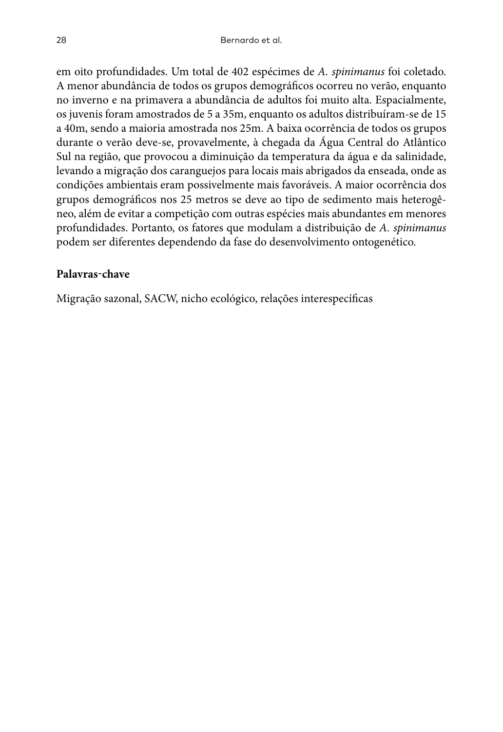em oito profundidades. Um total de 402 espécimes de *A. spinimanus* foi coletado. A menor abundância de todos os grupos demográficos ocorreu no verão, enquanto no inverno e na primavera a abundância de adultos foi muito alta. Espacialmente, os juvenis foram amostrados de 5 a 35m, enquanto os adultos distribuíram-se de 15 a 40m, sendo a maioria amostrada nos 25m. A baixa ocorrência de todos os grupos durante o verão deve-se, provavelmente, à chegada da Água Central do Atlântico Sul na região, que provocou a diminuição da temperatura da água e da salinidade, levando a migração dos caranguejos para locais mais abrigados da enseada, onde as condições ambientais eram possivelmente mais favoráveis. A maior ocorrência dos grupos demográficos nos 25 metros se deve ao tipo de sedimento mais heterogêneo, além de evitar a competição com outras espécies mais abundantes em menores profundidades. Portanto, os fatores que modulam a distribuição de *A. spinimanus* podem ser diferentes dependendo da fase do desenvolvimento ontogenético.

### Palavras-chave

Migração sazonal, SACW, nicho ecológico, relações interespecíficas